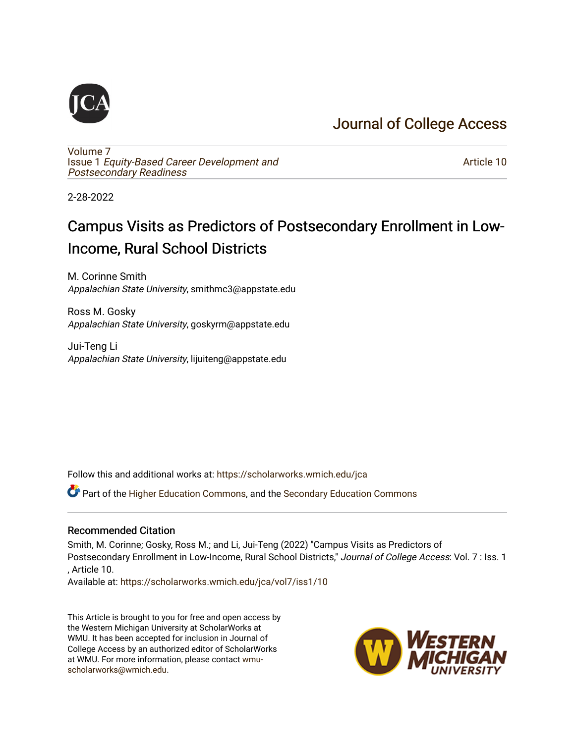# Journal of College Access

Volume 7
Issue 1 *Equity-Based Career Development and Postsecondary Readiness*

Article 10

2-28-2022

# Campus Visits as Predictors of Postsecondary Enrollment in Low-Income, Rural School Districts

M. Corinne Smith
*Appalachian State University*, smithmc3@appstate.edu

Ross M. Gosky
*Appalachian State University*, goskyrm@appstate.edu

Jui-Teng Li
*Appalachian State University*, lijuiteng@appstate.edu

Follow this and additional works at: https://scholarworks.wmich.edu/jca

Part of the Higher Education Commons, and the Secondary Education Commons

## Recommended Citation

Smith, M. Corinne; Gosky, Ross M.; and Li, Jui-Teng (2022) "Campus Visits as Predictors of Postsecondary Enrollment in Low-Income, Rural School Districts," *Journal of College Access*: Vol. 7 : Iss. 1 , Article 10.
Available at: https://scholarworks.wmich.edu/jca/vol7/iss1/10

This Article is brought to you for free and open access by the Western Michigan University at ScholarWorks at WMU. It has been accepted for inclusion in Journal of College Access by an authorized editor of ScholarWorks at WMU. For more information, please contact wmu-scholarworks@wmich.edu.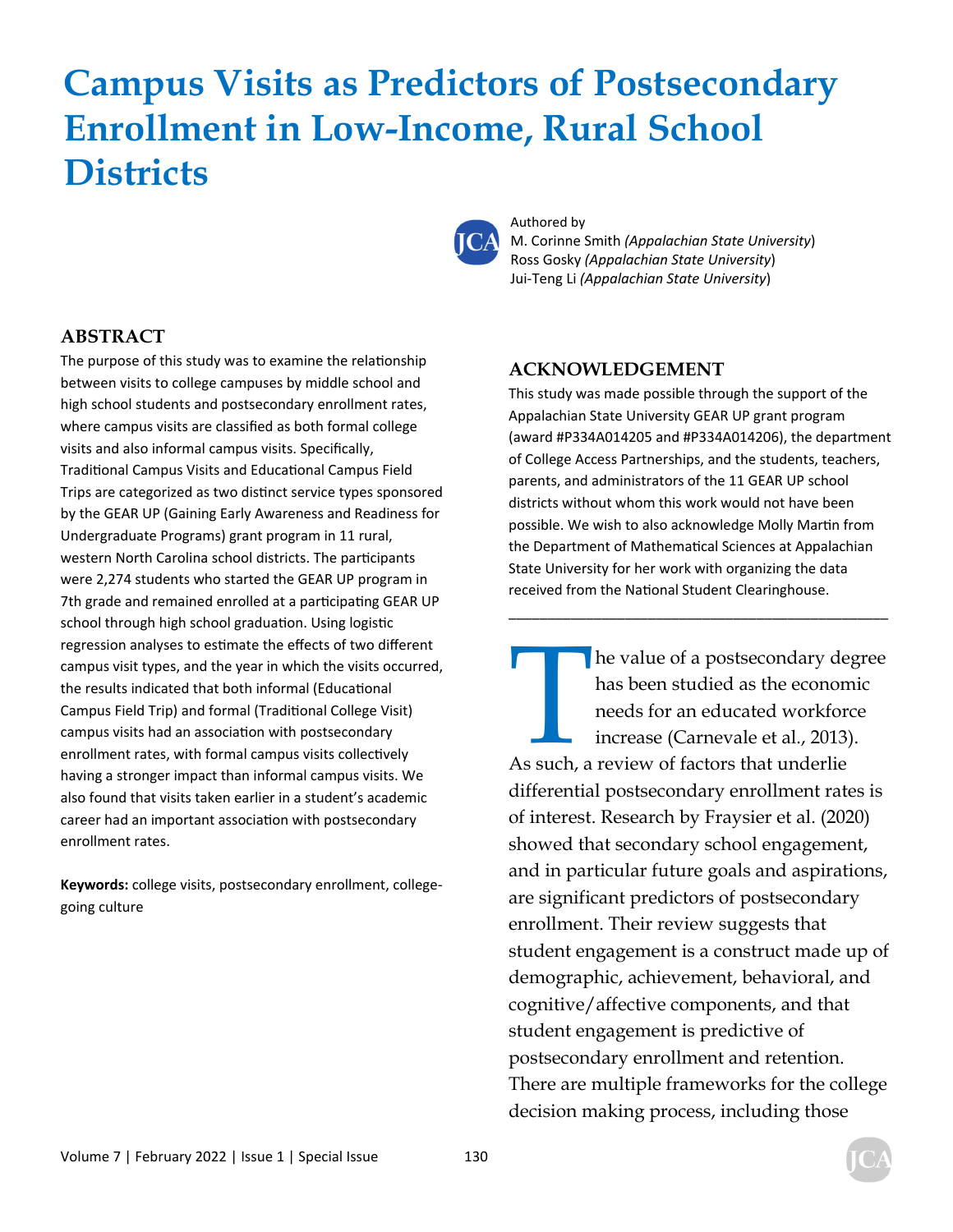# Campus Visits as Predictors of Postsecondary Enrollment in Low-Income, Rural School Districts

Authored by
M. Corinne Smith *(Appalachian State University)*
Ross Gosky *(Appalachian State University)*
Jui-Teng Li *(Appalachian State University)*

## ABSTRACT

The purpose of this study was to examine the relationship between visits to college campuses by middle school and high school students and postsecondary enrollment rates, where campus visits are classified as both formal college visits and also informal campus visits. Specifically, Traditional Campus Visits and Educational Campus Field Trips are categorized as two distinct service types sponsored by the GEAR UP (Gaining Early Awareness and Readiness for Undergraduate Programs) grant program in 11 rural, western North Carolina school districts. The participants were 2,274 students who started the GEAR UP program in 7th grade and remained enrolled at a participating GEAR UP school through high school graduation. Using logistic regression analyses to estimate the effects of two different campus visit types, and the year in which the visits occurred, the results indicated that both informal (Educational Campus Field Trip) and formal (Traditional College Visit) campus visits had an association with postsecondary enrollment rates, with formal campus visits collectively having a stronger impact than informal campus visits. We also found that visits taken earlier in a student's academic career had an important association with postsecondary enrollment rates.

**Keywords:** college visits, postsecondary enrollment, college-going culture

## ACKNOWLEDGEMENT

This study was made possible through the support of the Appalachian State University GEAR UP grant program (award #P334A014205 and #P334A014206), the department of College Access Partnerships, and the students, teachers, parents, and administrators of the 11 GEAR UP school districts without whom this work would not have been possible. We wish to also acknowledge Molly Martin from the Department of Mathematical Sciences at Appalachian State University for her work with organizing the data received from the National Student Clearinghouse.

---

The value of a postsecondary degree has been studied as the economic needs for an educated workforce increase (Carnevale et al., 2013). As such, a review of factors that underlie differential postsecondary enrollment rates is of interest. Research by Fraysier et al. (2020) showed that secondary school engagement, and in particular future goals and aspirations, are significant predictors of postsecondary enrollment. Their review suggests that student engagement is a construct made up of demographic, achievement, behavioral, and cognitive/affective components, and that student engagement is predictive of postsecondary enrollment and retention. There are multiple frameworks for the college decision making process, including those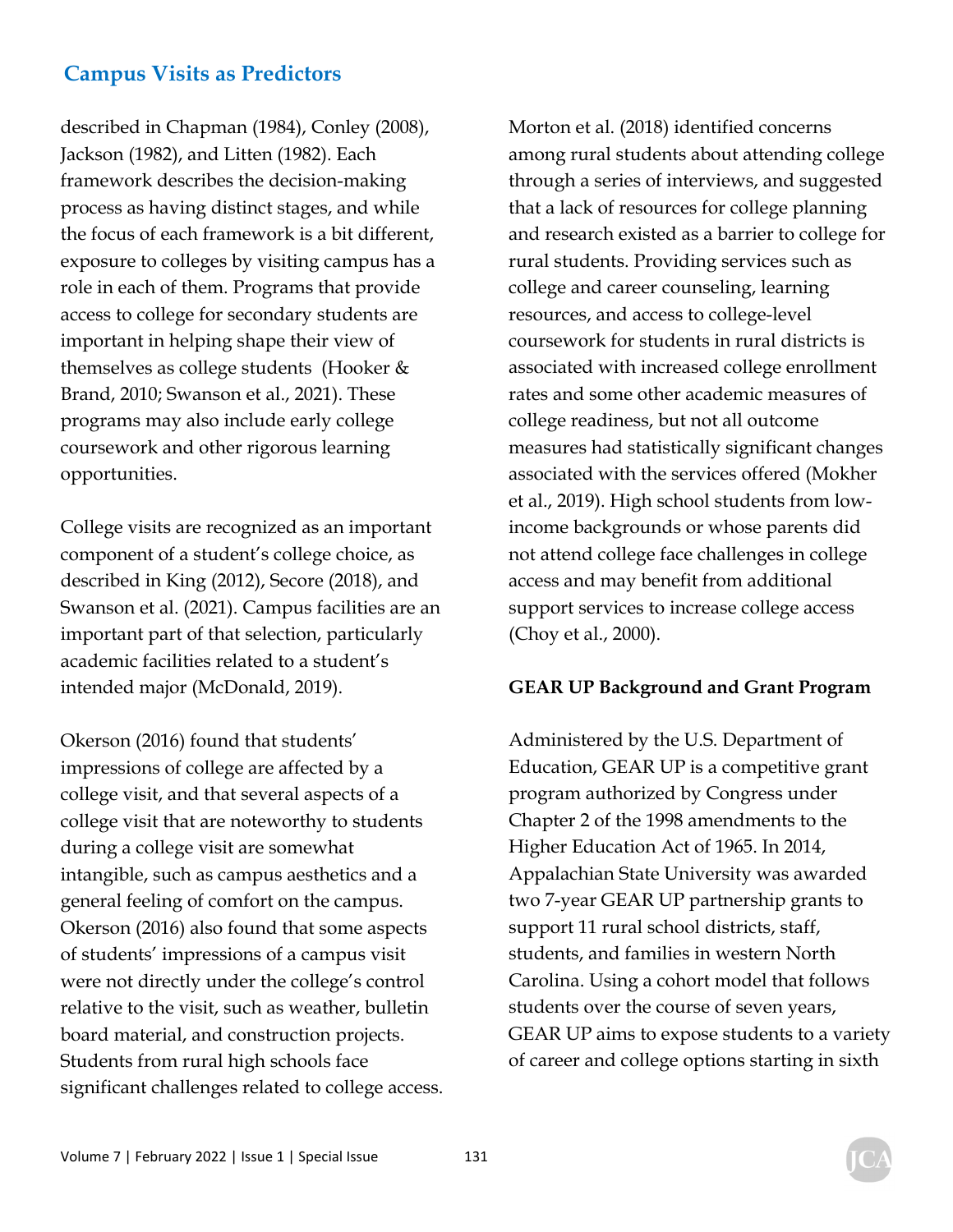described in Chapman (1984), Conley (2008), Jackson (1982), and Litten (1982). Each framework describes the decision-making process as having distinct stages, and while the focus of each framework is a bit different, exposure to colleges by visiting campus has a role in each of them. Programs that provide access to college for secondary students are important in helping shape their view of themselves as college students (Hooker & Brand, 2010; Swanson et al., 2021). These programs may also include early college coursework and other rigorous learning opportunities.

College visits are recognized as an important component of a student's college choice, as described in King (2012), Secore (2018), and Swanson et al. (2021). Campus facilities are an important part of that selection, particularly academic facilities related to a student's intended major (McDonald, 2019).

Okerson (2016) found that students' impressions of college are affected by a college visit, and that several aspects of a college visit that are noteworthy to students during a college visit are somewhat intangible, such as campus aesthetics and a general feeling of comfort on the campus. Okerson (2016) also found that some aspects of students' impressions of a campus visit were not directly under the college's control relative to the visit, such as weather, bulletin board material, and construction projects. Students from rural high schools face significant challenges related to college access. Morton et al. (2018) identified concerns among rural students about attending college through a series of interviews, and suggested that a lack of resources for college planning and research existed as a barrier to college for rural students. Providing services such as college and career counseling, learning resources, and access to college-level coursework for students in rural districts is associated with increased college enrollment rates and some other academic measures of college readiness, but not all outcome measures had statistically significant changes associated with the services offered (Mokher et al., 2019). High school students from low-income backgrounds or whose parents did not attend college face challenges in college access and may benefit from additional support services to increase college access (Choy et al., 2000).

**GEAR UP Background and Grant Program**

Administered by the U.S. Department of Education, GEAR UP is a competitive grant program authorized by Congress under Chapter 2 of the 1998 amendments to the Higher Education Act of 1965. In 2014, Appalachian State University was awarded two 7-year GEAR UP partnership grants to support 11 rural school districts, staff, students, and families in western North Carolina. Using a cohort model that follows students over the course of seven years, GEAR UP aims to expose students to a variety of career and college options starting in sixth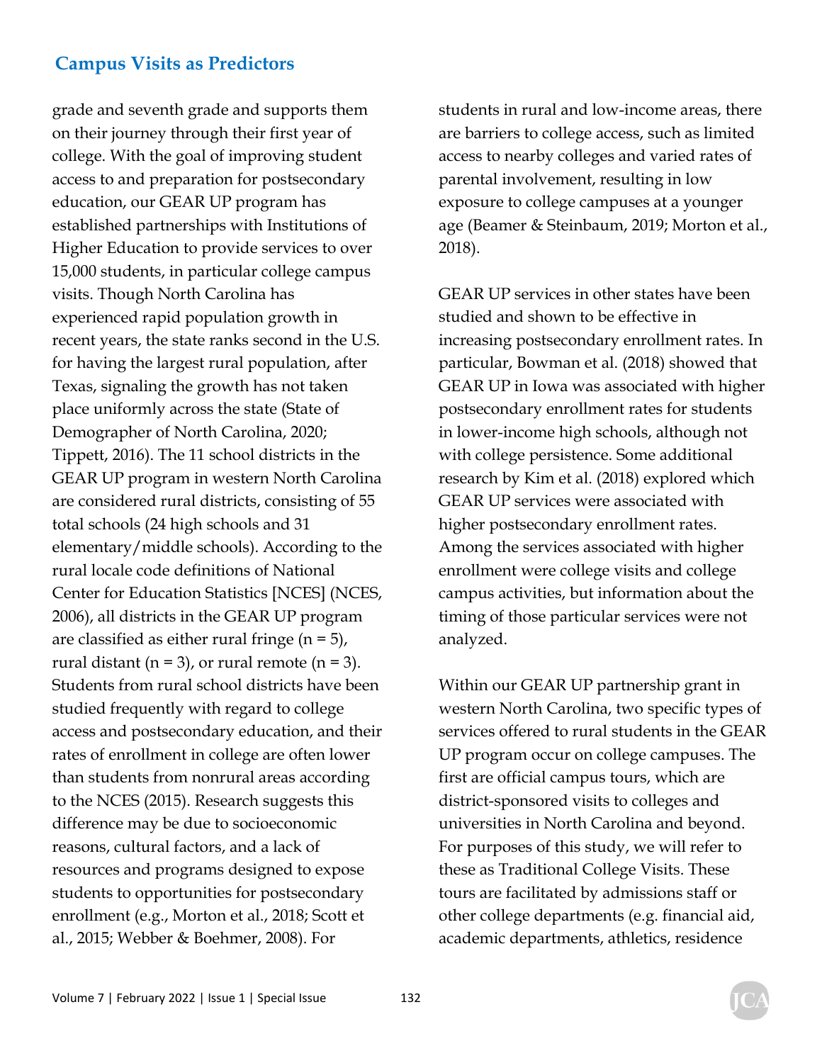grade and seventh grade and supports them on their journey through their first year of college. With the goal of improving student access to and preparation for postsecondary education, our GEAR UP program has established partnerships with Institutions of Higher Education to provide services to over 15,000 students, in particular college campus visits. Though North Carolina has experienced rapid population growth in recent years, the state ranks second in the U.S. for having the largest rural population, after Texas, signaling the growth has not taken place uniformly across the state (State of Demographer of North Carolina, 2020; Tippett, 2016). The 11 school districts in the GEAR UP program in western North Carolina are considered rural districts, consisting of 55 total schools (24 high schools and 31 elementary/middle schools). According to the rural locale code definitions of National Center for Education Statistics [NCES] (NCES, 2006), all districts in the GEAR UP program are classified as either rural fringe (n = 5), rural distant (n = 3), or rural remote (n = 3). Students from rural school districts have been studied frequently with regard to college access and postsecondary education, and their rates of enrollment in college are often lower than students from nonrural areas according to the NCES (2015). Research suggests this difference may be due to socioeconomic reasons, cultural factors, and a lack of resources and programs designed to expose students to opportunities for postsecondary enrollment (e.g., Morton et al., 2018; Scott et al., 2015; Webber & Boehmer, 2008). For students in rural and low-income areas, there are barriers to college access, such as limited access to nearby colleges and varied rates of parental involvement, resulting in low exposure to college campuses at a younger age (Beamer & Steinbaum, 2019; Morton et al., 2018).

GEAR UP services in other states have been studied and shown to be effective in increasing postsecondary enrollment rates. In particular, Bowman et al. (2018) showed that GEAR UP in Iowa was associated with higher postsecondary enrollment rates for students in lower-income high schools, although not with college persistence. Some additional research by Kim et al. (2018) explored which GEAR UP services were associated with higher postsecondary enrollment rates. Among the services associated with higher enrollment were college visits and college campus activities, but information about the timing of those particular services were not analyzed.

Within our GEAR UP partnership grant in western North Carolina, two specific types of services offered to rural students in the GEAR UP program occur on college campuses. The first are official campus tours, which are district-sponsored visits to colleges and universities in North Carolina and beyond. For purposes of this study, we will refer to these as Traditional College Visits. These tours are facilitated by admissions staff or other college departments (e.g. financial aid, academic departments, athletics, residence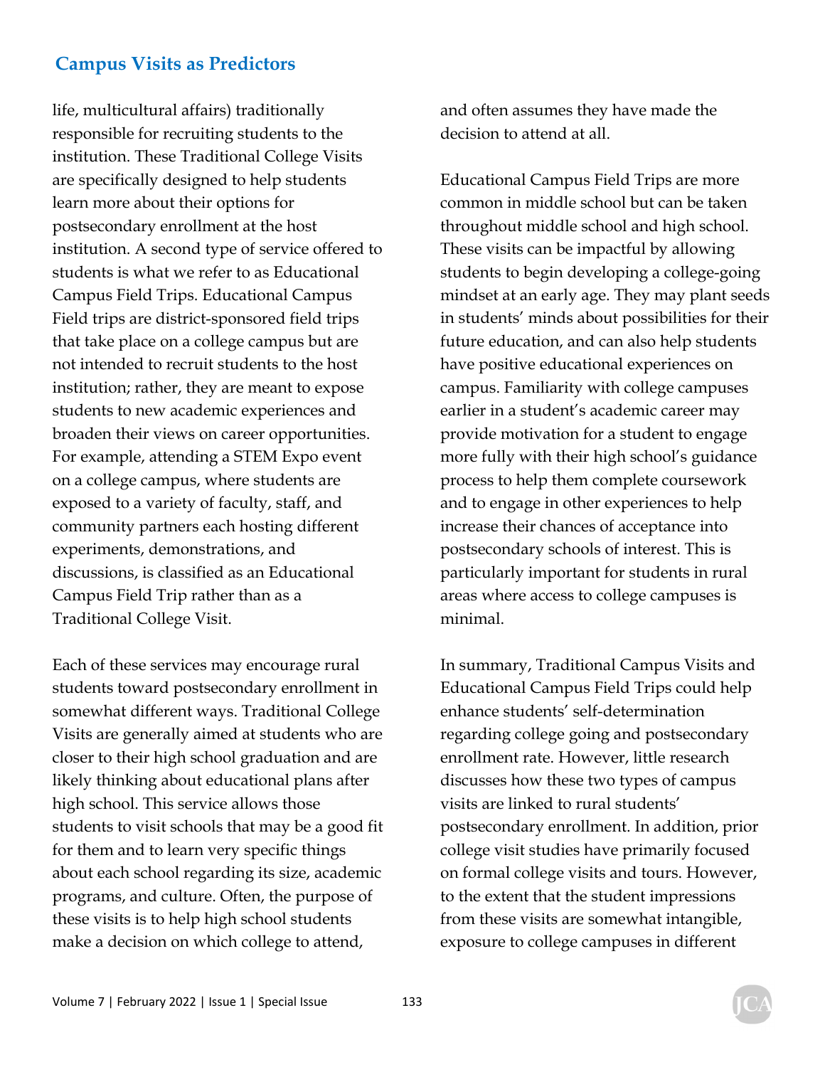life, multicultural affairs) traditionally responsible for recruiting students to the institution. These Traditional College Visits are specifically designed to help students learn more about their options for postsecondary enrollment at the host institution. A second type of service offered to students is what we refer to as Educational Campus Field Trips. Educational Campus Field trips are district-sponsored field trips that take place on a college campus but are not intended to recruit students to the host institution; rather, they are meant to expose students to new academic experiences and broaden their views on career opportunities. For example, attending a STEM Expo event on a college campus, where students are exposed to a variety of faculty, staff, and community partners each hosting different experiments, demonstrations, and discussions, is classified as an Educational Campus Field Trip rather than as a Traditional College Visit.

Each of these services may encourage rural students toward postsecondary enrollment in somewhat different ways. Traditional College Visits are generally aimed at students who are closer to their high school graduation and are likely thinking about educational plans after high school. This service allows those students to visit schools that may be a good fit for them and to learn very specific things about each school regarding its size, academic programs, and culture. Often, the purpose of these visits is to help high school students make a decision on which college to attend, and often assumes they have made the decision to attend at all.

Educational Campus Field Trips are more common in middle school but can be taken throughout middle school and high school. These visits can be impactful by allowing students to begin developing a college-going mindset at an early age. They may plant seeds in students' minds about possibilities for their future education, and can also help students have positive educational experiences on campus. Familiarity with college campuses earlier in a student's academic career may provide motivation for a student to engage more fully with their high school's guidance process to help them complete coursework and to engage in other experiences to help increase their chances of acceptance into postsecondary schools of interest. This is particularly important for students in rural areas where access to college campuses is minimal.

In summary, Traditional Campus Visits and Educational Campus Field Trips could help enhance students' self-determination regarding college going and postsecondary enrollment rate. However, little research discusses how these two types of campus visits are linked to rural students' postsecondary enrollment. In addition, prior college visit studies have primarily focused on formal college visits and tours. However, to the extent that the student impressions from these visits are somewhat intangible, exposure to college campuses in different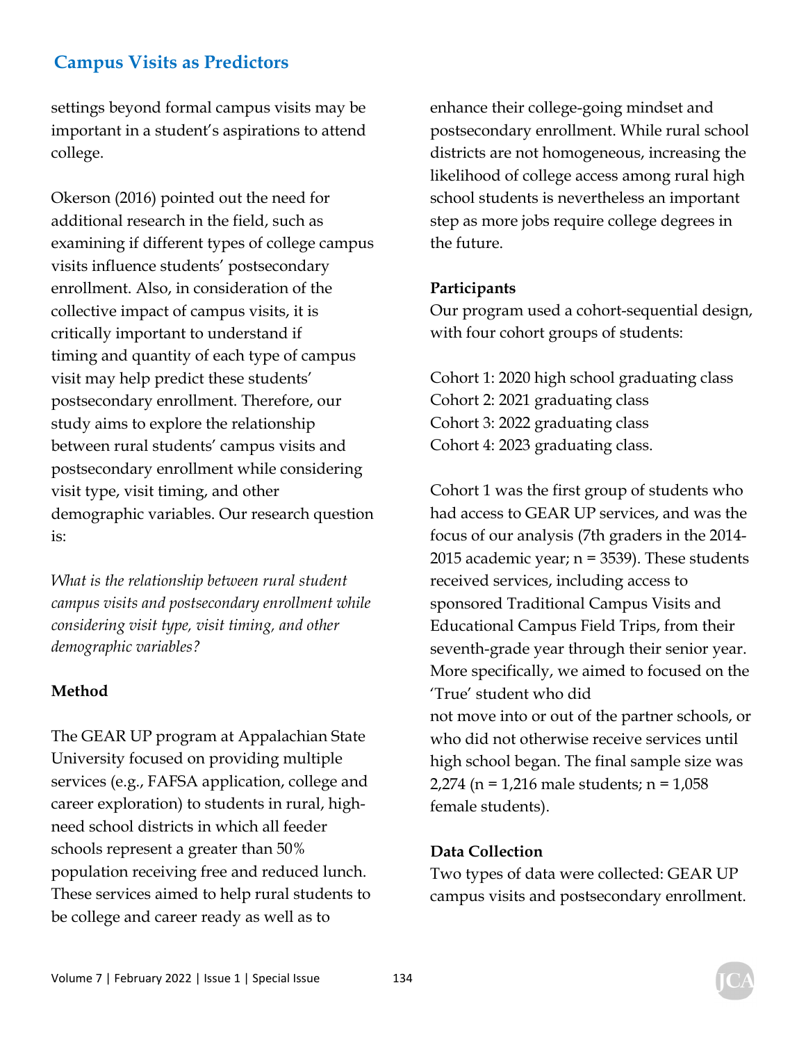settings beyond formal campus visits may be important in a student's aspirations to attend college.

Okerson (2016) pointed out the need for additional research in the field, such as examining if different types of college campus visits influence students' postsecondary enrollment. Also, in consideration of the collective impact of campus visits, it is critically important to understand if timing and quantity of each type of campus visit may help predict these students' postsecondary enrollment. Therefore, our study aims to explore the relationship between rural students' campus visits and postsecondary enrollment while considering visit type, visit timing, and other demographic variables. Our research question is:

*What is the relationship between rural student campus visits and postsecondary enrollment while considering visit type, visit timing, and other demographic variables?*

## Method

The GEAR UP program at Appalachian State University focused on providing multiple services (e.g., FAFSA application, college and career exploration) to students in rural, high-need school districts in which all feeder schools represent a greater than 50% population receiving free and reduced lunch. These services aimed to help rural students to be college and career ready as well as to enhance their college-going mindset and postsecondary enrollment. While rural school districts are not homogeneous, increasing the likelihood of college access among rural high school students is nevertheless an important step as more jobs require college degrees in the future.

### Participants

Our program used a cohort-sequential design, with four cohort groups of students:

Cohort 1: 2020 high school graduating class
Cohort 2: 2021 graduating class
Cohort 3: 2022 graduating class
Cohort 4: 2023 graduating class.

Cohort 1 was the first group of students who had access to GEAR UP services, and was the focus of our analysis (7th graders in the 2014-2015 academic year; n = 3539). These students received services, including access to sponsored Traditional Campus Visits and Educational Campus Field Trips, from their seventh-grade year through their senior year. More specifically, we aimed to focused on the 'True' student who did not move into or out of the partner schools, or who did not otherwise receive services until high school began. The final sample size was 2,274 (n = 1,216 male students; n = 1,058 female students).

### Data Collection

Two types of data were collected: GEAR UP campus visits and postsecondary enrollment.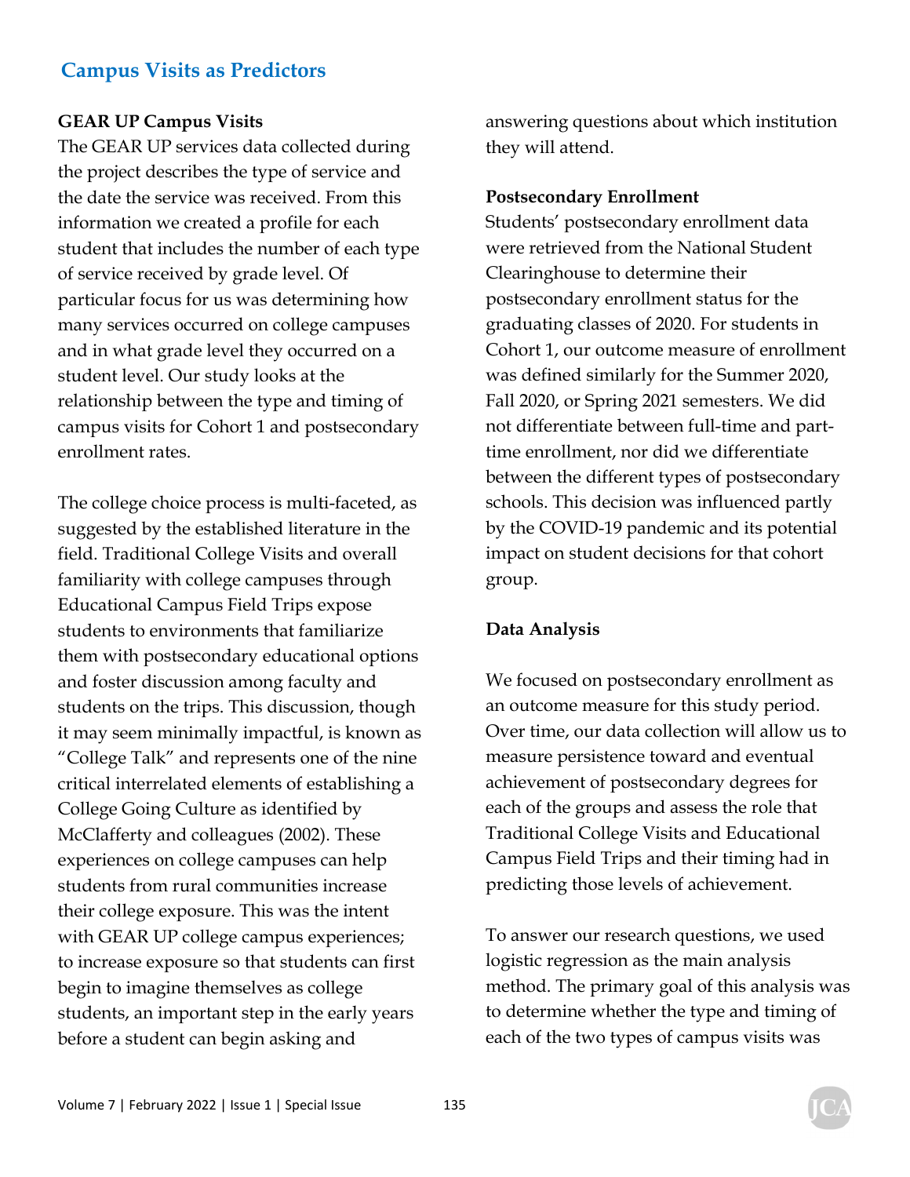## Campus Visits as Predictors

### GEAR UP Campus Visits

The GEAR UP services data collected during the project describes the type of service and the date the service was received. From this information we created a profile for each student that includes the number of each type of service received by grade level. Of particular focus for us was determining how many services occurred on college campuses and in what grade level they occurred on a student level. Our study looks at the relationship between the type and timing of campus visits for Cohort 1 and postsecondary enrollment rates.

The college choice process is multi-faceted, as suggested by the established literature in the field. Traditional College Visits and overall familiarity with college campuses through Educational Campus Field Trips expose students to environments that familiarize them with postsecondary educational options and foster discussion among faculty and students on the trips. This discussion, though it may seem minimally impactful, is known as "College Talk" and represents one of the nine critical interrelated elements of establishing a College Going Culture as identified by McClafferty and colleagues (2002). These experiences on college campuses can help students from rural communities increase their college exposure. This was the intent with GEAR UP college campus experiences; to increase exposure so that students can first begin to imagine themselves as college students, an important step in the early years before a student can begin asking and answering questions about which institution they will attend.

### Postsecondary Enrollment

Students' postsecondary enrollment data were retrieved from the National Student Clearinghouse to determine their postsecondary enrollment status for the graduating classes of 2020. For students in Cohort 1, our outcome measure of enrollment was defined similarly for the Summer 2020, Fall 2020, or Spring 2021 semesters. We did not differentiate between full-time and part-time enrollment, nor did we differentiate between the different types of postsecondary schools. This decision was influenced partly by the COVID-19 pandemic and its potential impact on student decisions for that cohort group.

### Data Analysis

We focused on postsecondary enrollment as an outcome measure for this study period. Over time, our data collection will allow us to measure persistence toward and eventual achievement of postsecondary degrees for each of the groups and assess the role that Traditional College Visits and Educational Campus Field Trips and their timing had in predicting those levels of achievement.

To answer our research questions, we used logistic regression as the main analysis method. The primary goal of this analysis was to determine whether the type and timing of each of the two types of campus visits was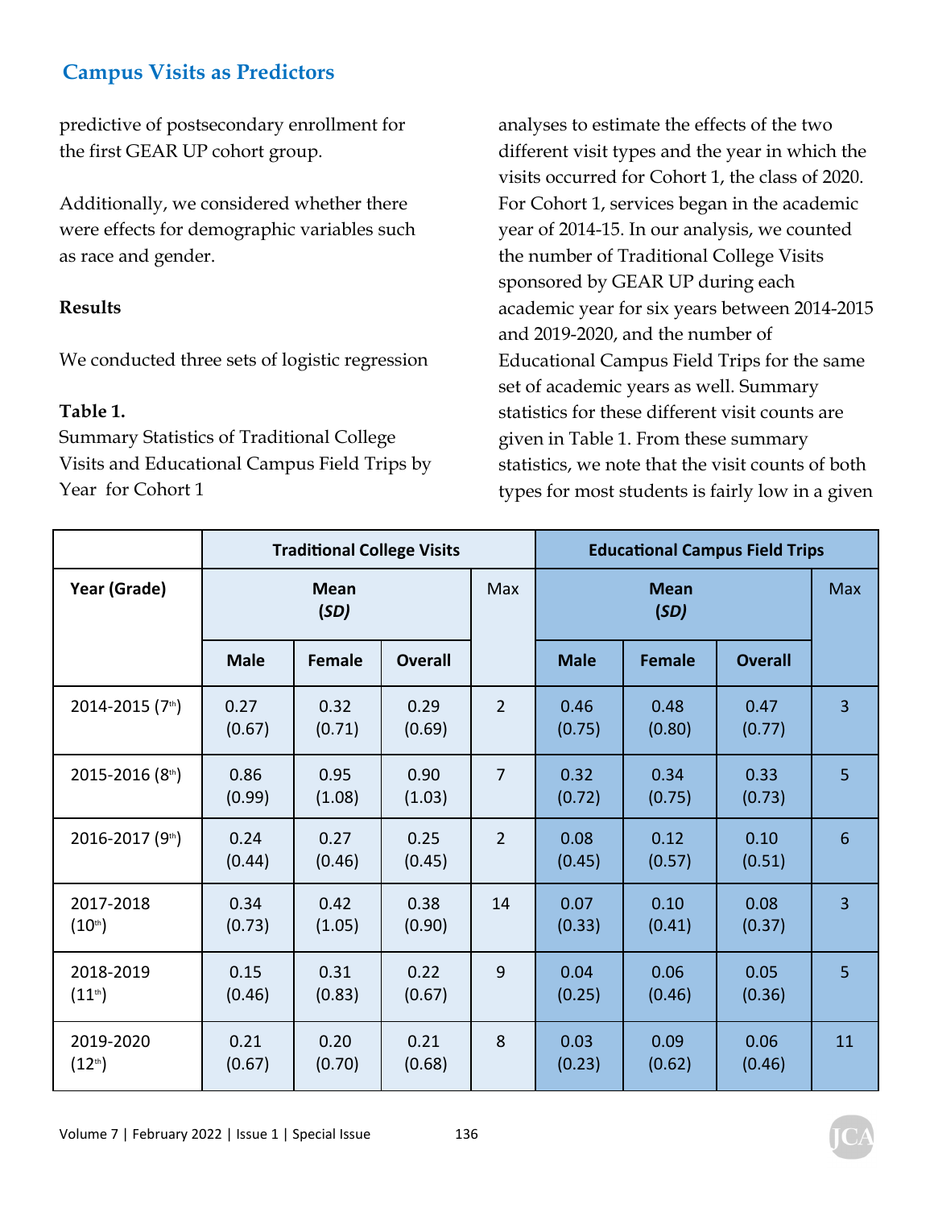predictive of postsecondary enrollment for the first GEAR UP cohort group.

Additionally, we considered whether there were effects for demographic variables such as race and gender.

**Results**

We conducted three sets of logistic regression analyses to estimate the effects of the two different visit types and the year in which the visits occurred for Cohort 1, the class of 2020. For Cohort 1, services began in the academic year of 2014-15. In our analysis, we counted the number of Traditional College Visits sponsored by GEAR UP during each academic year for six years between 2014-2015 and 2019-2020, and the number of Educational Campus Field Trips for the same set of academic years as well. Summary statistics for these different visit counts are given in Table 1. From these summary statistics, we note that the visit counts of both types for most students is fairly low in a given

**Table 1.**
Summary Statistics of Traditional College Visits and Educational Campus Field Trips by Year for Cohort 1

| | Traditional College Visits | | | | Educational Campus Field Trips | | | |
|---|---|---|---|---|---|---|---|---|
| **Year (Grade)** | **Mean (*SD*)** | | | Max | **Mean (*SD*)** | | | Max |
| | **Male** | **Female** | **Overall** | | **Male** | **Female** | **Overall** | |
| 2014-2015 (7th) | 0.27 (0.67) | 0.32 (0.71) | 0.29 (0.69) | 2 | 0.46 (0.75) | 0.48 (0.80) | 0.47 (0.77) | 3 |
| 2015-2016 (8th) | 0.86 (0.99) | 0.95 (1.08) | 0.90 (1.03) | 7 | 0.32 (0.72) | 0.34 (0.75) | 0.33 (0.73) | 5 |
| 2016-2017 (9th) | 0.24 (0.44) | 0.27 (0.46) | 0.25 (0.45) | 2 | 0.08 (0.45) | 0.12 (0.57) | 0.10 (0.51) | 6 |
| 2017-2018 (10th) | 0.34 (0.73) | 0.42 (1.05) | 0.38 (0.90) | 14 | 0.07 (0.33) | 0.10 (0.41) | 0.08 (0.37) | 3 |
| 2018-2019 (11th) | 0.15 (0.46) | 0.31 (0.83) | 0.22 (0.67) | 9 | 0.04 (0.25) | 0.06 (0.46) | 0.05 (0.36) | 5 |
| 2019-2020 (12th) | 0.21 (0.67) | 0.20 (0.70) | 0.21 (0.68) | 8 | 0.03 (0.23) | 0.09 (0.62) | 0.06 (0.46) | 11 |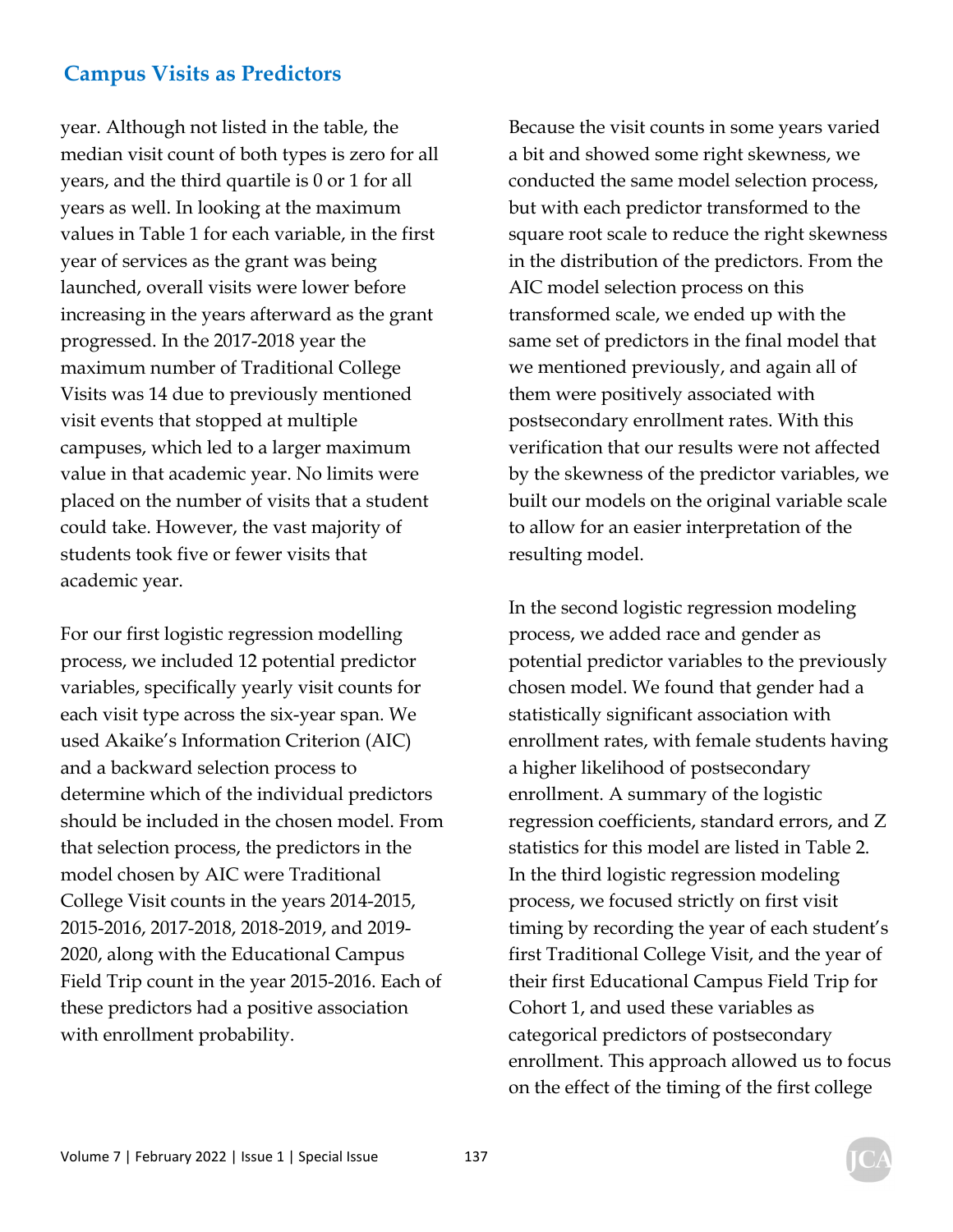year. Although not listed in the table, the median visit count of both types is zero for all years, and the third quartile is 0 or 1 for all years as well. In looking at the maximum values in Table 1 for each variable, in the first year of services as the grant was being launched, overall visits were lower before increasing in the years afterward as the grant progressed. In the 2017-2018 year the maximum number of Traditional College Visits was 14 due to previously mentioned visit events that stopped at multiple campuses, which led to a larger maximum value in that academic year. No limits were placed on the number of visits that a student could take. However, the vast majority of students took five or fewer visits that academic year.

For our first logistic regression modelling process, we included 12 potential predictor variables, specifically yearly visit counts for each visit type across the six-year span. We used Akaike's Information Criterion (AIC) and a backward selection process to determine which of the individual predictors should be included in the chosen model. From that selection process, the predictors in the model chosen by AIC were Traditional College Visit counts in the years 2014-2015, 2015-2016, 2017-2018, 2018-2019, and 2019-2020, along with the Educational Campus Field Trip count in the year 2015-2016. Each of these predictors had a positive association with enrollment probability.

Because the visit counts in some years varied a bit and showed some right skewness, we conducted the same model selection process, but with each predictor transformed to the square root scale to reduce the right skewness in the distribution of the predictors. From the AIC model selection process on this transformed scale, we ended up with the same set of predictors in the final model that we mentioned previously, and again all of them were positively associated with postsecondary enrollment rates. With this verification that our results were not affected by the skewness of the predictor variables, we built our models on the original variable scale to allow for an easier interpretation of the resulting model.

In the second logistic regression modeling process, we added race and gender as potential predictor variables to the previously chosen model. We found that gender had a statistically significant association with enrollment rates, with female students having a higher likelihood of postsecondary enrollment. A summary of the logistic regression coefficients, standard errors, and Z statistics for this model are listed in Table 2. In the third logistic regression modeling process, we focused strictly on first visit timing by recording the year of each student's first Traditional College Visit, and the year of their first Educational Campus Field Trip for Cohort 1, and used these variables as categorical predictors of postsecondary enrollment. This approach allowed us to focus on the effect of the timing of the first college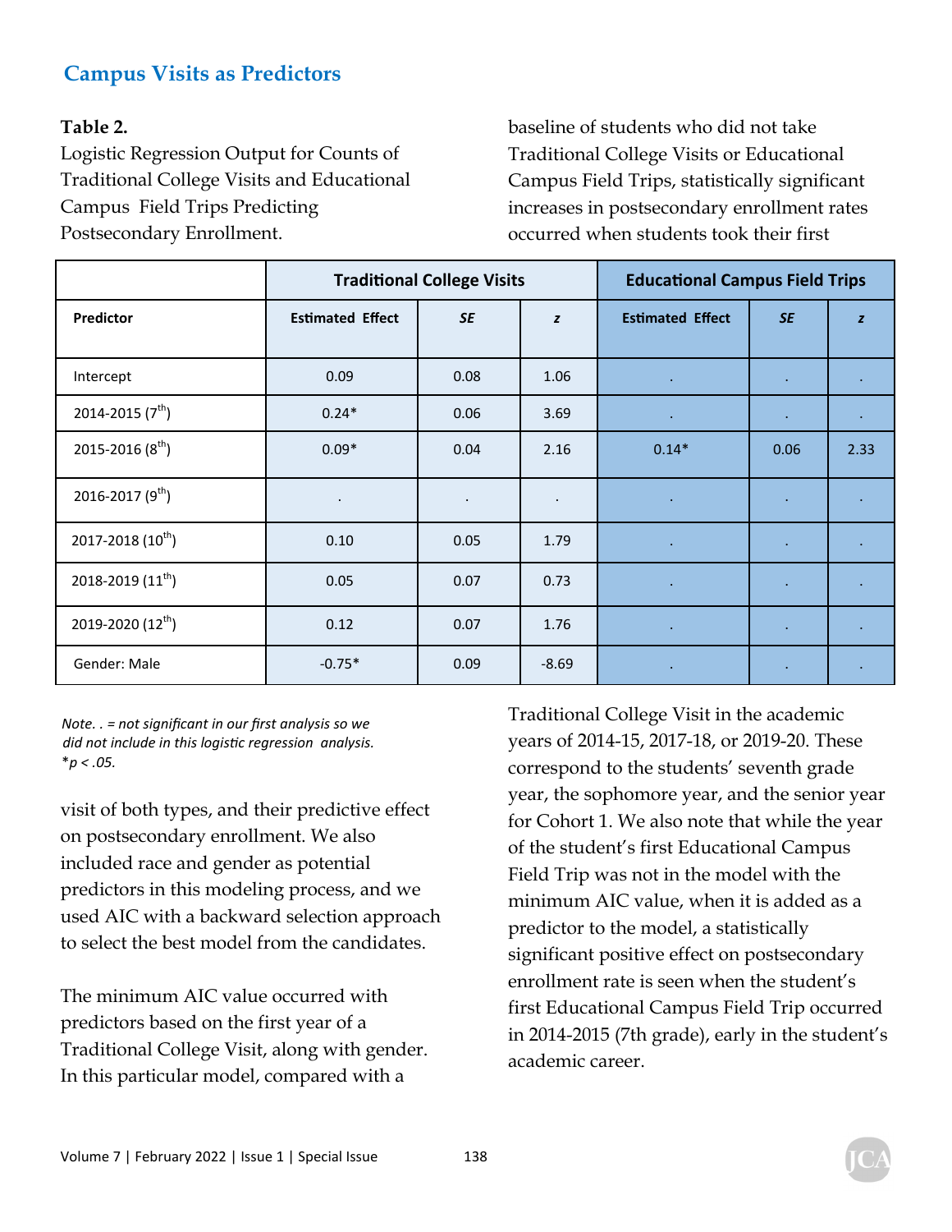## Campus Visits as Predictors

**Table 2.**

Logistic Regression Output for Counts of Traditional College Visits and Educational Campus Field Trips Predicting Postsecondary Enrollment.

| | Traditional College Visits | | | Educational Campus Field Trips | | |
|---|---|---|---|---|---|---|
| **Predictor** | **Estimated Effect** | ***SE*** | ***z*** | **Estimated Effect** | ***SE*** | ***z*** |
| Intercept | 0.09 | 0.08 | 1.06 | . | . | . |
| 2014-2015 (7th) | 0.24* | 0.06 | 3.69 | . | . | . |
| 2015-2016 (8th) | 0.09* | 0.04 | 2.16 | 0.14* | 0.06 | 2.33 |
| 2016-2017 (9th) | . | . | . | . | . | . |
| 2017-2018 (10th) | 0.10 | 0.05 | 1.79 | . | . | . |
| 2018-2019 (11th) | 0.05 | 0.07 | 0.73 | . | . | . |
| 2019-2020 (12th) | 0.12 | 0.07 | 1.76 | . | . | . |
| Gender: Male | -0.75* | 0.09 | -8.69 | . | . | . |

*Note*. *. = not significant in our first analysis so we did not include in this logistic regression analysis.*
*$p < .05$.

baseline of students who did not take Traditional College Visits or Educational Campus Field Trips, statistically significant increases in postsecondary enrollment rates occurred when students took their first visit of both types, and their predictive effect on postsecondary enrollment. We also included race and gender as potential predictors in this modeling process, and we used AIC with a backward selection approach to select the best model from the candidates.

The minimum AIC value occurred with predictors based on the first year of a Traditional College Visit, along with gender. In this particular model, compared with a baseline of students who did not take Traditional College Visits or Educational Campus Field Trips, statistically significant increases in postsecondary enrollment rates occurred when students took their first Traditional College Visit in the academic years of 2014-15, 2017-18, or 2019-20. These correspond to the students' seventh grade year, the sophomore year, and the senior year for Cohort 1. We also note that while the year of the student's first Educational Campus Field Trip was not in the model with the minimum AIC value, when it is added as a predictor to the model, a statistically significant positive effect on postsecondary enrollment rate is seen when the student's first Educational Campus Field Trip occurred in 2014-2015 (7th grade), early in the student's academic career.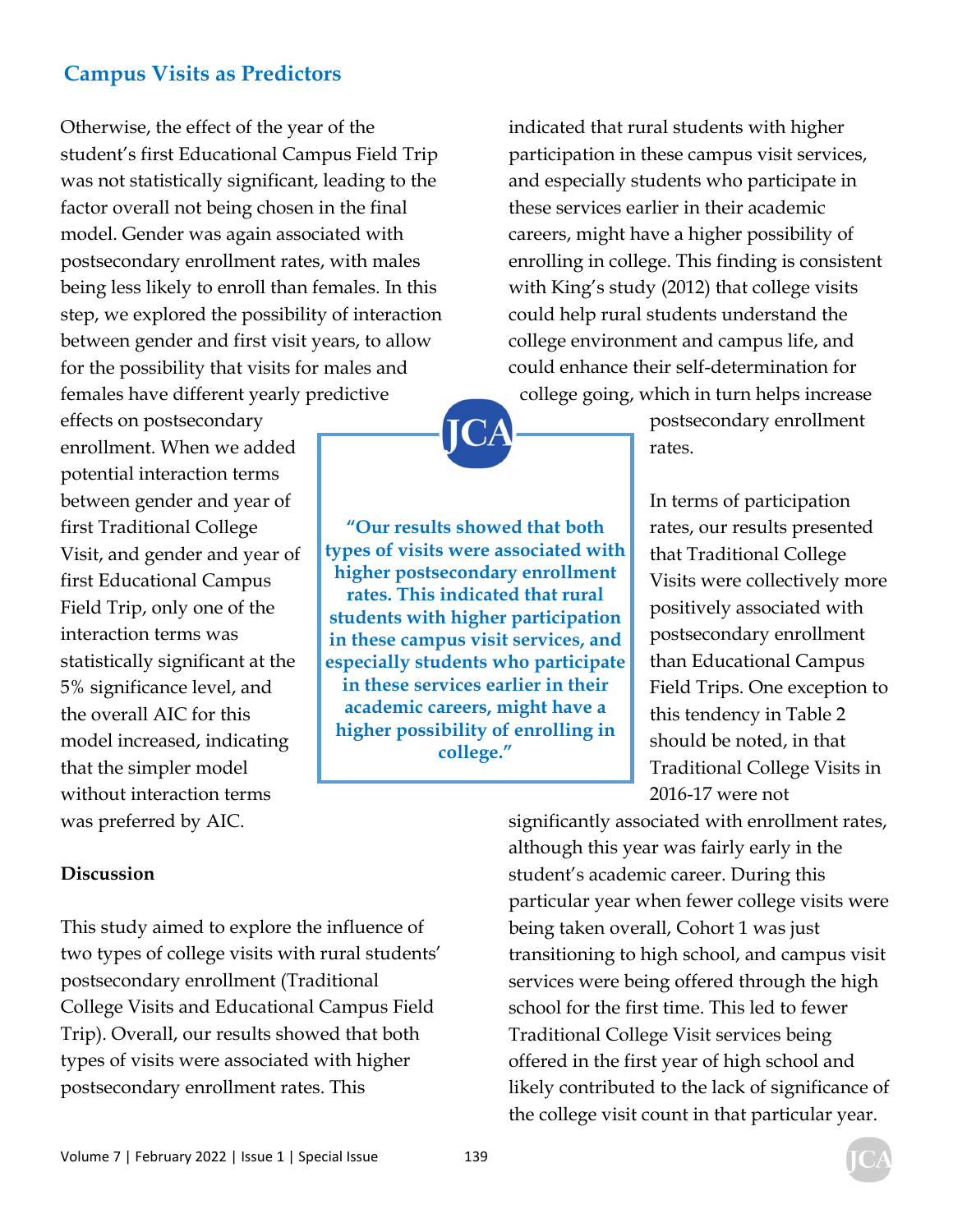Otherwise, the effect of the year of the student's first Educational Campus Field Trip was not statistically significant, leading to the factor overall not being chosen in the final model. Gender was again associated with postsecondary enrollment rates, with males being less likely to enroll than females. In this step, we explored the possibility of interaction between gender and first visit years, to allow for the possibility that visits for males and females have different yearly predictive effects on postsecondary enrollment. When we added potential interaction terms between gender and year of first Traditional College Visit, and gender and year of first Educational Campus Field Trip, only one of the interaction terms was statistically significant at the 5% significance level, and the overall AIC for this model increased, indicating that the simpler model without interaction terms was preferred by AIC.

### Discussion

This study aimed to explore the influence of two types of college visits with rural students' postsecondary enrollment (Traditional College Visits and Educational Campus Field Trip). Overall, our results showed that both types of visits were associated with higher postsecondary enrollment rates. This indicated that rural students with higher participation in these campus visit services, and especially students who participate in these services earlier in their academic careers, might have a higher possibility of enrolling in college. This finding is consistent with King's study (2012) that college visits could help rural students understand the college environment and campus life, and could enhance their self-determination for college going, which in turn helps increase postsecondary enrollment rates.

> **"Our results showed that both types of visits were associated with higher postsecondary enrollment rates. This indicated that rural students with higher participation in these campus visit services, and especially students who participate in these services earlier in their academic careers, might have a higher possibility of enrolling in college."**

In terms of participation rates, our results presented that Traditional College Visits were collectively more positively associated with postsecondary enrollment than Educational Campus Field Trips. One exception to this tendency in Table 2 should be noted, in that Traditional College Visits in 2016-17 were not significantly associated with enrollment rates, although this year was fairly early in the student's academic career. During this particular year when fewer college visits were being taken overall, Cohort 1 was just transitioning to high school, and campus visit services were being offered through the high school for the first time. This led to fewer Traditional College Visit services being offered in the first year of high school and likely contributed to the lack of significance of the college visit count in that particular year.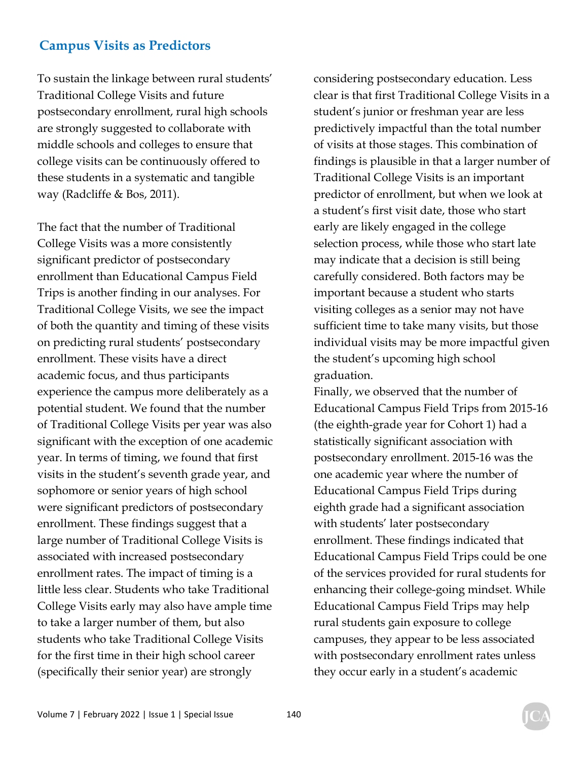## Campus Visits as Predictors

To sustain the linkage between rural students' Traditional College Visits and future postsecondary enrollment, rural high schools are strongly suggested to collaborate with middle schools and colleges to ensure that college visits can be continuously offered to these students in a systematic and tangible way (Radcliffe & Bos, 2011).

The fact that the number of Traditional College Visits was a more consistently significant predictor of postsecondary enrollment than Educational Campus Field Trips is another finding in our analyses. For Traditional College Visits, we see the impact of both the quantity and timing of these visits on predicting rural students' postsecondary enrollment. These visits have a direct academic focus, and thus participants experience the campus more deliberately as a potential student. We found that the number of Traditional College Visits per year was also significant with the exception of one academic year. In terms of timing, we found that first visits in the student's seventh grade year, and sophomore or senior years of high school were significant predictors of postsecondary enrollment. These findings suggest that a large number of Traditional College Visits is associated with increased postsecondary enrollment rates. The impact of timing is a little less clear. Students who take Traditional College Visits early may also have ample time to take a larger number of them, but also students who take Traditional College Visits for the first time in their high school career (specifically their senior year) are strongly considering postsecondary education. Less clear is that first Traditional College Visits in a student's junior or freshman year are less predictively impactful than the total number of visits at those stages. This combination of findings is plausible in that a larger number of Traditional College Visits is an important predictor of enrollment, but when we look at a student's first visit date, those who start early are likely engaged in the college selection process, while those who start late may indicate that a decision is still being carefully considered. Both factors may be important because a student who starts visiting colleges as a senior may not have sufficient time to take many visits, but those individual visits may be more impactful given the student's upcoming high school graduation.

Finally, we observed that the number of Educational Campus Field Trips from 2015-16 (the eighth-grade year for Cohort 1) had a statistically significant association with postsecondary enrollment. 2015-16 was the one academic year where the number of Educational Campus Field Trips during eighth grade had a significant association with students' later postsecondary enrollment. These findings indicated that Educational Campus Field Trips could be one of the services provided for rural students for enhancing their college-going mindset. While Educational Campus Field Trips may help rural students gain exposure to college campuses, they appear to be less associated with postsecondary enrollment rates unless they occur early in a student's academic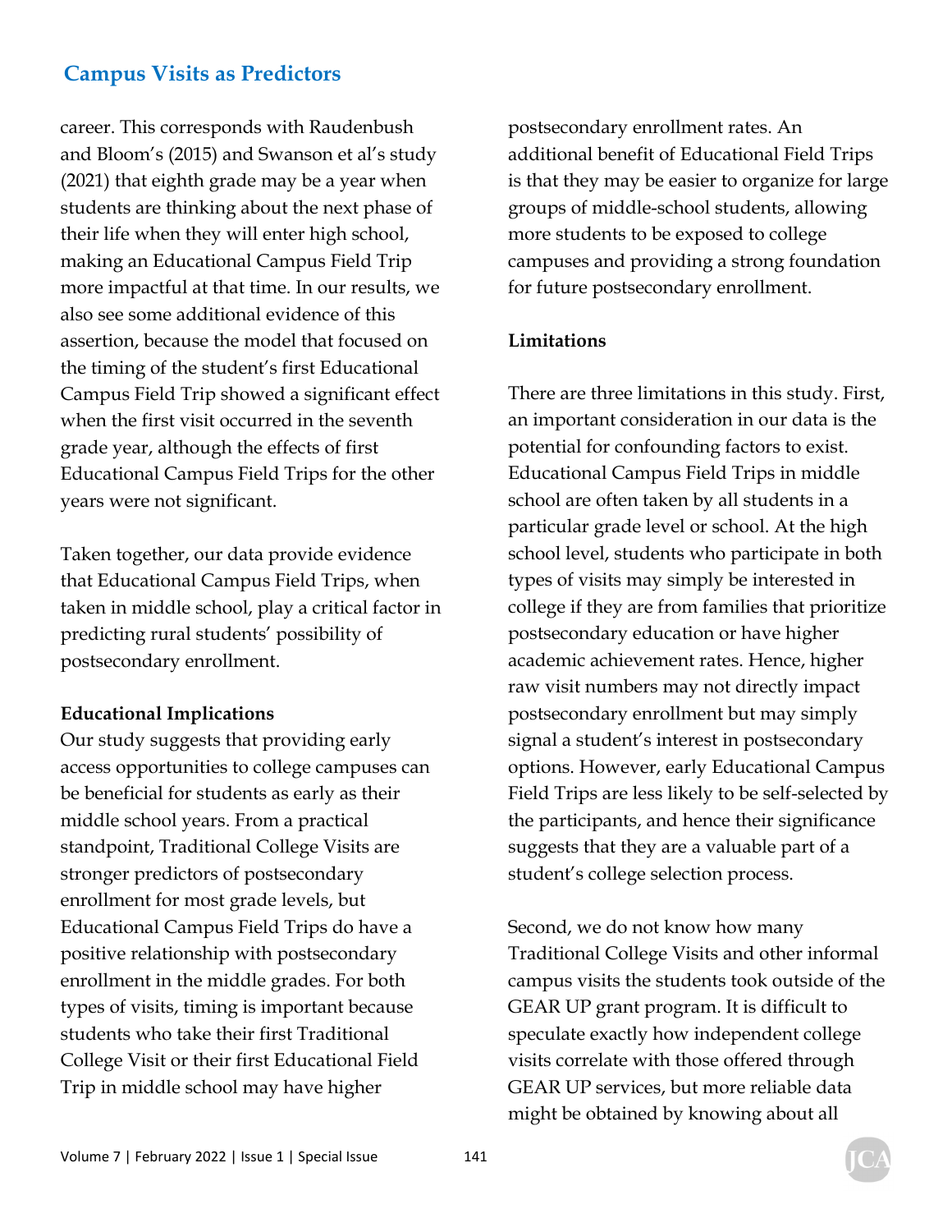career. This corresponds with Raudenbush and Bloom's (2015) and Swanson et al's study (2021) that eighth grade may be a year when students are thinking about the next phase of their life when they will enter high school, making an Educational Campus Field Trip more impactful at that time. In our results, we also see some additional evidence of this assertion, because the model that focused on the timing of the student's first Educational Campus Field Trip showed a significant effect when the first visit occurred in the seventh grade year, although the effects of first Educational Campus Field Trips for the other years were not significant.

Taken together, our data provide evidence that Educational Campus Field Trips, when taken in middle school, play a critical factor in predicting rural students' possibility of postsecondary enrollment.

**Educational Implications**

Our study suggests that providing early access opportunities to college campuses can be beneficial for students as early as their middle school years. From a practical standpoint, Traditional College Visits are stronger predictors of postsecondary enrollment for most grade levels, but Educational Campus Field Trips do have a positive relationship with postsecondary enrollment in the middle grades. For both types of visits, timing is important because students who take their first Traditional College Visit or their first Educational Field Trip in middle school may have higher postsecondary enrollment rates. An additional benefit of Educational Field Trips is that they may be easier to organize for large groups of middle-school students, allowing more students to be exposed to college campuses and providing a strong foundation for future postsecondary enrollment.

**Limitations**

There are three limitations in this study. First, an important consideration in our data is the potential for confounding factors to exist. Educational Campus Field Trips in middle school are often taken by all students in a particular grade level or school. At the high school level, students who participate in both types of visits may simply be interested in college if they are from families that prioritize postsecondary education or have higher academic achievement rates. Hence, higher raw visit numbers may not directly impact postsecondary enrollment but may simply signal a student's interest in postsecondary options. However, early Educational Campus Field Trips are less likely to be self-selected by the participants, and hence their significance suggests that they are a valuable part of a student's college selection process.

Second, we do not know how many Traditional College Visits and other informal campus visits the students took outside of the GEAR UP grant program. It is difficult to speculate exactly how independent college visits correlate with those offered through GEAR UP services, but more reliable data might be obtained by knowing about all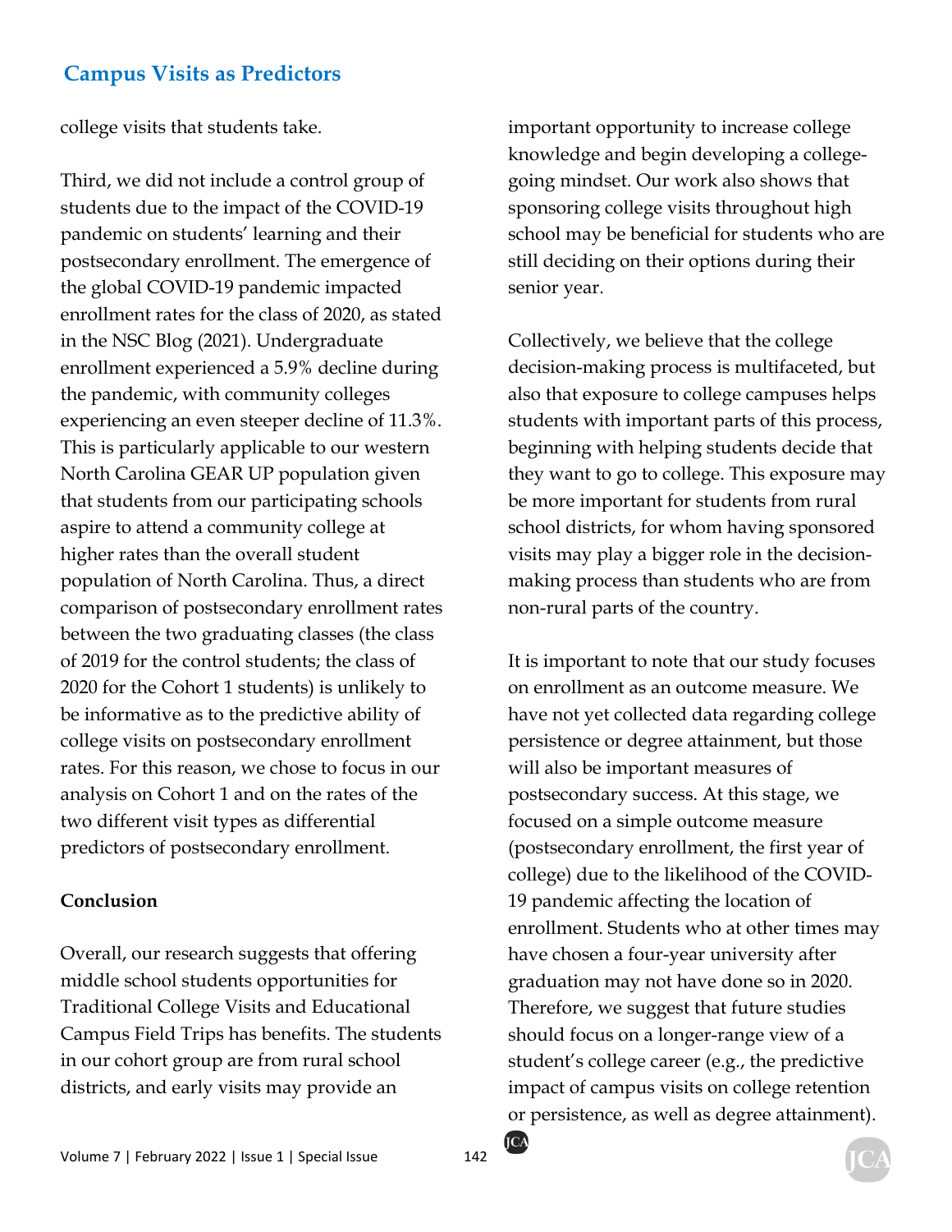college visits that students take.

Third, we did not include a control group of students due to the impact of the COVID-19 pandemic on students' learning and their postsecondary enrollment. The emergence of the global COVID-19 pandemic impacted enrollment rates for the class of 2020, as stated in the NSC Blog (2021). Undergraduate enrollment experienced a 5.9% decline during the pandemic, with community colleges experiencing an even steeper decline of 11.3%. This is particularly applicable to our western North Carolina GEAR UP population given that students from our participating schools aspire to attend a community college at higher rates than the overall student population of North Carolina. Thus, a direct comparison of postsecondary enrollment rates between the two graduating classes (the class of 2019 for the control students; the class of 2020 for the Cohort 1 students) is unlikely to be informative as to the predictive ability of college visits on postsecondary enrollment rates. For this reason, we chose to focus in our analysis on Cohort 1 and on the rates of the two different visit types as differential predictors of postsecondary enrollment.

**Conclusion**

Overall, our research suggests that offering middle school students opportunities for Traditional College Visits and Educational Campus Field Trips has benefits. The students in our cohort group are from rural school districts, and early visits may provide an important opportunity to increase college knowledge and begin developing a college-going mindset. Our work also shows that sponsoring college visits throughout high school may be beneficial for students who are still deciding on their options during their senior year.

Collectively, we believe that the college decision-making process is multifaceted, but also that exposure to college campuses helps students with important parts of this process, beginning with helping students decide that they want to go to college. This exposure may be more important for students from rural school districts, for whom having sponsored visits may play a bigger role in the decision-making process than students who are from non-rural parts of the country.

It is important to note that our study focuses on enrollment as an outcome measure. We have not yet collected data regarding college persistence or degree attainment, but those will also be important measures of postsecondary success. At this stage, we focused on a simple outcome measure (postsecondary enrollment, the first year of college) due to the likelihood of the COVID-19 pandemic affecting the location of enrollment. Students who at other times may have chosen a four-year university after graduation may not have done so in 2020. Therefore, we suggest that future studies should focus on a longer-range view of a student's college career (e.g., the predictive impact of campus visits on college retention or persistence, as well as degree attainment).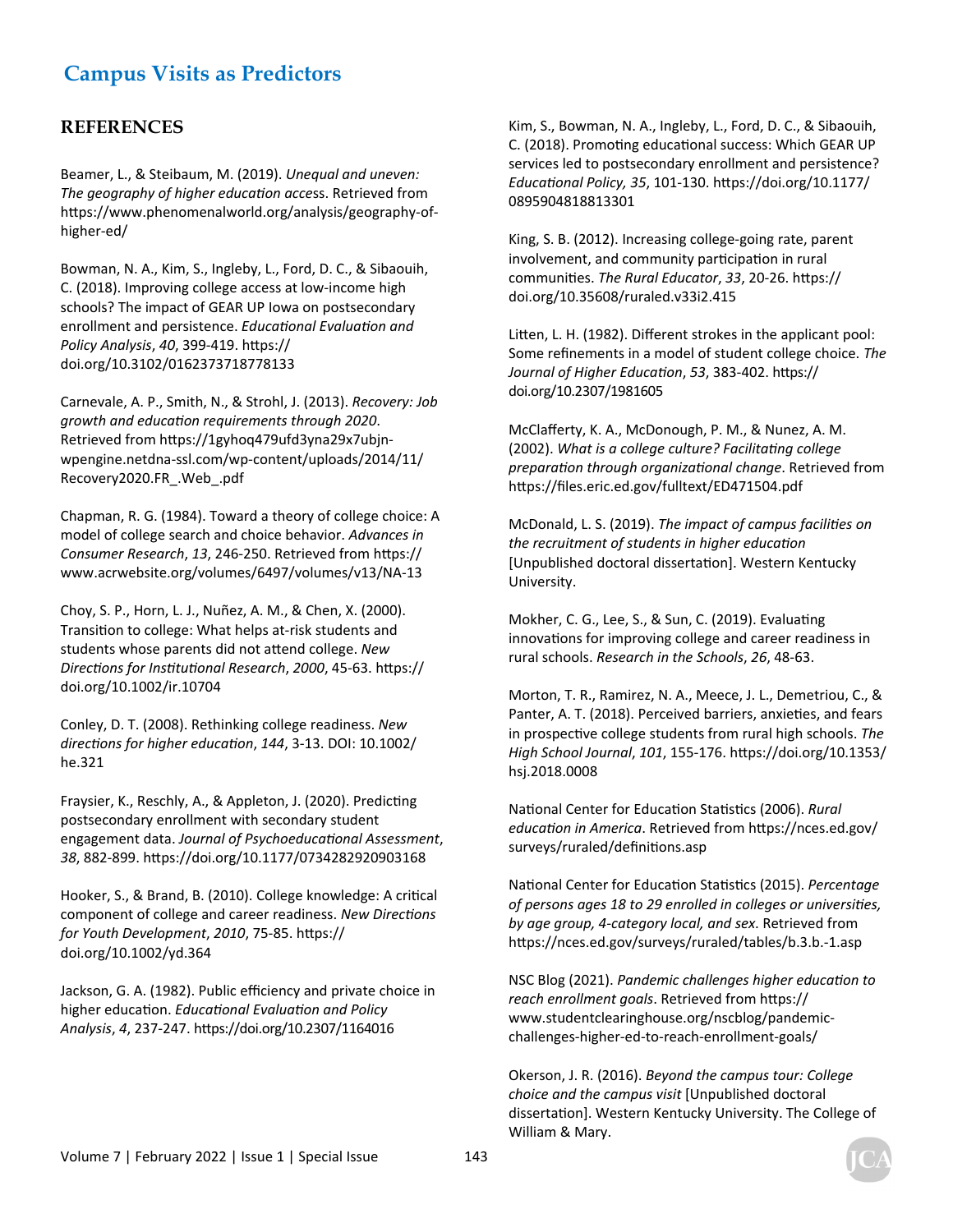## REFERENCES

Beamer, L., & Steibaum, M. (2019). *Unequal and uneven: The geography of higher education acce*ss. Retrieved from https://www.phenomenalworld.org/analysis/geography-of-higher-ed/

Bowman, N. A., Kim, S., Ingleby, L., Ford, D. C., & Sibaouih, C. (2018). Improving college access at low-income high schools? The impact of GEAR UP Iowa on postsecondary enrollment and persistence. *Educational Evaluation and Policy Analysis*, *40*, 399-419. https://doi.org/10.3102/0162373718778133

Carnevale, A. P., Smith, N., & Strohl, J. (2013). *Recovery: Job growth and education requirements through 2020*. Retrieved from https://1gyhoq479ufd3yna29x7ubjn-wpengine.netdna-ssl.com/wp-content/uploads/2014/11/Recovery2020.FR_.Web_.pdf

Chapman, R. G. (1984). Toward a theory of college choice: A model of college search and choice behavior. *Advances in Consumer Research*, *13*, 246-250. Retrieved from https://www.acrwebsite.org/volumes/6497/volumes/v13/NA-13

Choy, S. P., Horn, L. J., Nuñez, A. M., & Chen, X. (2000). Transition to college: What helps at-risk students and students whose parents did not attend college. *New Directions for Institutional Research*, *2000*, 45-63. https://doi.org/10.1002/ir.10704

Conley, D. T. (2008). Rethinking college readiness. *New directions for higher education*, *144*, 3-13. DOI: 10.1002/he.321

Fraysier, K., Reschly, A., & Appleton, J. (2020). Predicting postsecondary enrollment with secondary student engagement data. *Journal of Psychoeducational Assessment*, *38*, 882-899. https://doi.org/10.1177/0734282920903168

Hooker, S., & Brand, B. (2010). College knowledge: A critical component of college and career readiness. *New Directions for Youth Development*, *2010*, 75-85. https://doi.org/10.1002/yd.364

Jackson, G. A. (1982). Public efficiency and private choice in higher education. *Educational Evaluation and Policy Analysis*, *4*, 237-247. https://doi.org/10.2307/1164016

Kim, S., Bowman, N. A., Ingleby, L., Ford, D. C., & Sibaouih, C. (2018). Promoting educational success: Which GEAR UP services led to postsecondary enrollment and persistence? *Educational Policy, 35*, 101-130. https://doi.org/10.1177/0895904818813301

King, S. B. (2012). Increasing college-going rate, parent involvement, and community participation in rural communities. *The Rural Educator*, *33*, 20-26. https://doi.org/10.35608/ruraled.v33i2.415

Litten, L. H. (1982). Different strokes in the applicant pool: Some refinements in a model of student college choice. *The Journal of Higher Education*, *53*, 383-402. https://doi.org/10.2307/1981605

McClafferty, K. A., McDonough, P. M., & Nunez, A. M. (2002). *What is a college culture? Facilitating college preparation through organizational change*. Retrieved from https://files.eric.ed.gov/fulltext/ED471504.pdf

McDonald, L. S. (2019). *The impact of campus facilities on the recruitment of students in higher education* [Unpublished doctoral dissertation]. Western Kentucky University.

Mokher, C. G., Lee, S., & Sun, C. (2019). Evaluating innovations for improving college and career readiness in rural schools. *Research in the Schools*, *26*, 48-63.

Morton, T. R., Ramirez, N. A., Meece, J. L., Demetriou, C., & Panter, A. T. (2018). Perceived barriers, anxieties, and fears in prospective college students from rural high schools. *The High School Journal*, *101*, 155-176. https://doi.org/10.1353/hsj.2018.0008

National Center for Education Statistics (2006). *Rural education in America*. Retrieved from https://nces.ed.gov/surveys/ruraled/definitions.asp

National Center for Education Statistics (2015). *Percentage of persons ages 18 to 29 enrolled in colleges or universities, by age group, 4-category local, and sex*. Retrieved from https://nces.ed.gov/surveys/ruraled/tables/b.3.b.-1.asp

NSC Blog (2021). *Pandemic challenges higher education to reach enrollment goals*. Retrieved from https://www.studentclearinghouse.org/nscblog/pandemic-challenges-higher-ed-to-reach-enrollment-goals/

Okerson, J. R. (2016). *Beyond the campus tour: College choice and the campus visit* [Unpublished doctoral dissertation]. Western Kentucky University. The College of William & Mary.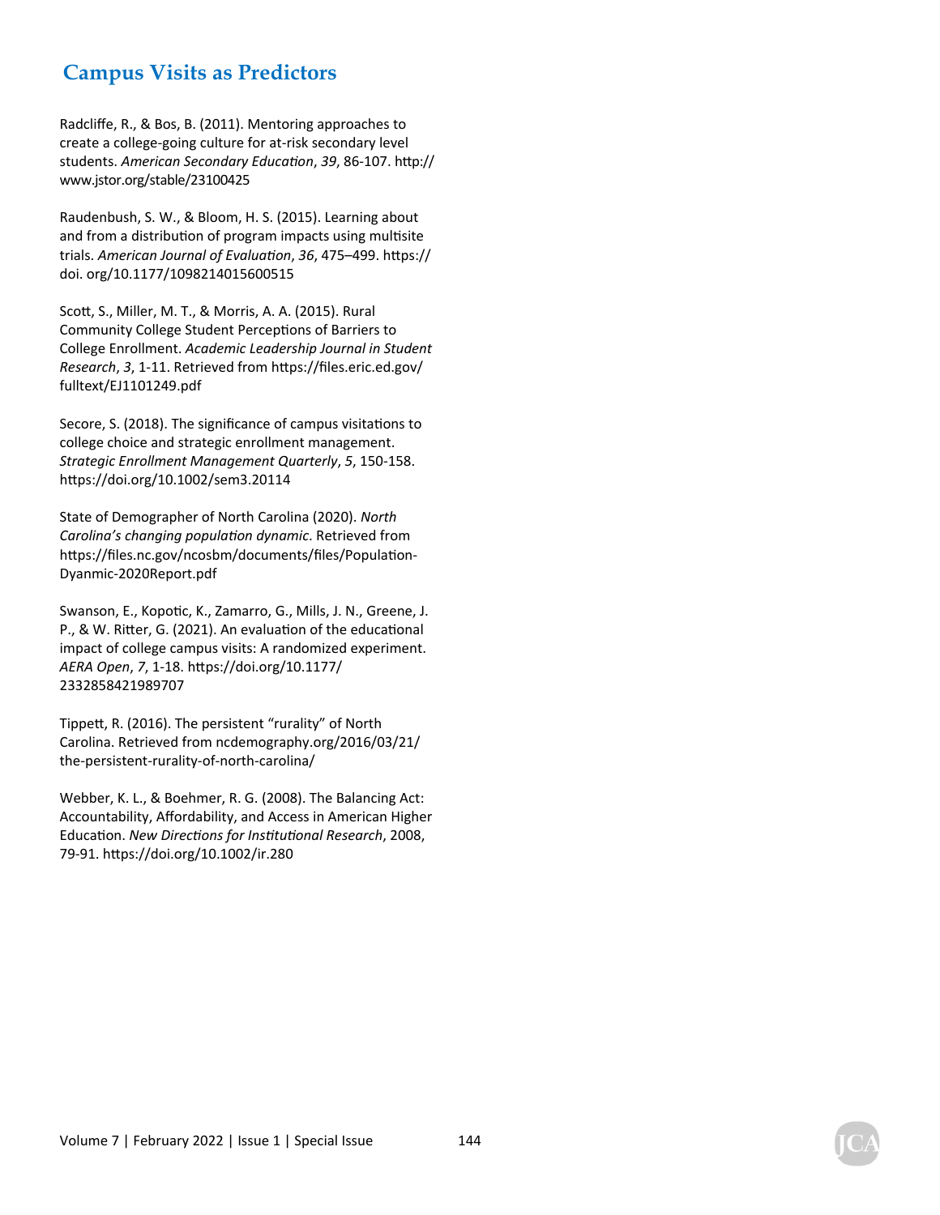Radcliffe, R., & Bos, B. (2011). Mentoring approaches to create a college-going culture for at-risk secondary level students. *American Secondary Education*, *39*, 86-107. http://www.jstor.org/stable/23100425

Raudenbush, S. W., & Bloom, H. S. (2015). Learning about and from a distribution of program impacts using multisite trials. *American Journal of Evaluation*, *36*, 475–499. https://doi. org/10.1177/1098214015600515

Scott, S., Miller, M. T., & Morris, A. A. (2015). Rural Community College Student Perceptions of Barriers to College Enrollment. *Academic Leadership Journal in Student Research*, *3*, 1-11. Retrieved from https://files.eric.ed.gov/fulltext/EJ1101249.pdf

Secore, S. (2018). The significance of campus visitations to college choice and strategic enrollment management. *Strategic Enrollment Management Quarterly*, *5*, 150-158. https://doi.org/10.1002/sem3.20114

State of Demographer of North Carolina (2020). *North Carolina's changing population dynamic*. Retrieved from https://files.nc.gov/ncosbm/documents/files/Population-Dyanmic-2020Report.pdf

Swanson, E., Kopotic, K., Zamarro, G., Mills, J. N., Greene, J. P., & W. Ritter, G. (2021). An evaluation of the educational impact of college campus visits: A randomized experiment. *AERA Open*, *7*, 1-18. https://doi.org/10.1177/2332858421989707

Tippett, R. (2016). The persistent "rurality" of North Carolina. Retrieved from ncdemography.org/2016/03/21/the-persistent-rurality-of-north-carolina/

Webber, K. L., & Boehmer, R. G. (2008). The Balancing Act: Accountability, Affordability, and Access in American Higher Education. *New Directions for Institutional Research*, 2008, 79-91. https://doi.org/10.1002/ir.280